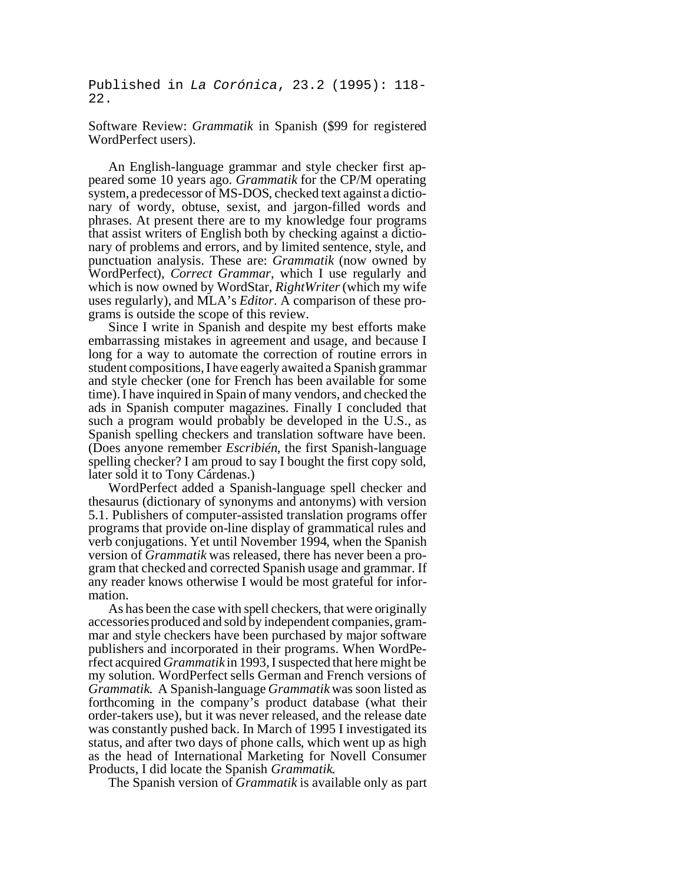Published in *La Corónica*, 23.2 (1995): 118-22.

Software Review: *Grammatik* in Spanish ($99 for registered WordPerfect users).

An English-language grammar and style checker first appeared some 10 years ago. *Grammatik* for the CP/M operating system, a predecessor of MS-DOS, checked text against a dictionary of wordy, obtuse, sexist, and jargon-filled words and phrases. At present there are to my knowledge four programs that assist writers of English both by checking against a dictionary of problems and errors, and by limited sentence, style, and punctuation analysis. These are: *Grammatik* (now owned by WordPerfect), *Correct Grammar*, which I use regularly and which is now owned by WordStar, *RightWriter* (which my wife uses regularly), and MLA's *Editor*. A comparison of these programs is outside the scope of this review.

Since I write in Spanish and despite my best efforts make embarrassing mistakes in agreement and usage, and because I long for a way to automate the correction of routine errors in student compositions, I have eagerly awaited a Spanish grammar and style checker (one for French has been available for some time). I have inquired in Spain of many vendors, and checked the ads in Spanish computer magazines. Finally I concluded that such a program would probably be developed in the U.S., as Spanish spelling checkers and translation software have been. (Does anyone remember *Escribién*, the first Spanish-language spelling checker? I am proud to say I bought the first copy sold, later sold it to Tony Cárdenas.)

WordPerfect added a Spanish-language spell checker and thesaurus (dictionary of synonyms and antonyms) with version 5.1. Publishers of computer-assisted translation programs offer programs that provide on-line display of grammatical rules and verb conjugations. Yet until November 1994, when the Spanish version of *Grammatik* was released, there has never been a program that checked and corrected Spanish usage and grammar. If any reader knows otherwise I would be most grateful for information.

As has been the case with spell checkers, that were originally accessories produced and sold by independent companies, grammar and style checkers have been purchased by major software publishers and incorporated in their programs. When WordPerfect acquired *Grammatik* in 1993, I suspected that here might be my solution. WordPerfect sells German and French versions of *Grammatik*. A Spanish-language *Grammatik* was soon listed as forthcoming in the company's product database (what their order-takers use), but it was never released, and the release date was constantly pushed back. In March of 1995 I investigated its status, and after two days of phone calls, which went up as high as the head of International Marketing for Novell Consumer Products, I did locate the Spanish *Grammatik*.

The Spanish version of *Grammatik* is available only as part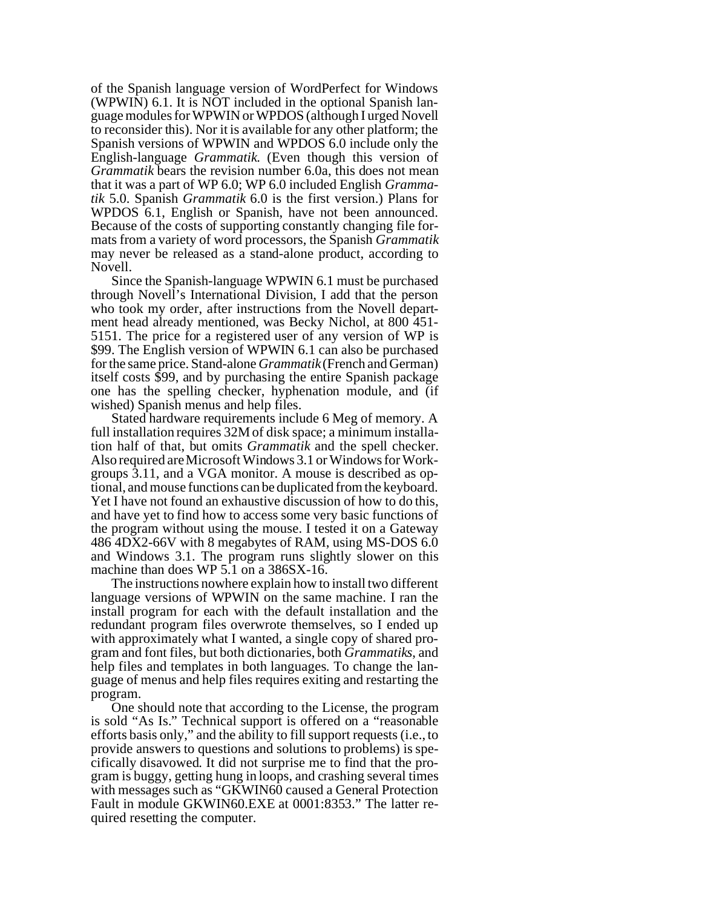of the Spanish language version of WordPerfect for Windows (WPWIN) 6.1. It is NOT included in the optional Spanish language modules for WPWIN or WPDOS (although I urged Novell to reconsider this). Nor it is available for any other platform; the Spanish versions of WPWIN and WPDOS 6.0 include only the English-language *Grammatik.* (Even though this version of *Grammatik* bears the revision number 6.0a, this does not mean that it was a part of WP 6.0; WP 6.0 included English *Grammatik* 5.0. Spanish *Grammatik* 6.0 is the first version.) Plans for WPDOS 6.1, English or Spanish, have not been announced. Because of the costs of supporting constantly changing file formats from a variety of word processors, the Spanish *Grammatik* may never be released as a stand-alone product, according to Novell.

Since the Spanish-language WPWIN 6.1 must be purchased through Novell's International Division, I add that the person who took my order, after instructions from the Novell department head already mentioned, was Becky Nichol, at 800 451-5151. The price for a registered user of any version of WP is $99. The English version of WPWIN 6.1 can also be purchased for the same price. Stand-alone *Grammatik* (French and German) itself costs $99, and by purchasing the entire Spanish package one has the spelling checker, hyphenation module, and (if wished) Spanish menus and help files.

Stated hardware requirements include 6 Meg of memory. A full installation requires 32M of disk space; a minimum installation half of that, but omits *Grammatik* and the spell checker. Also required are Microsoft Windows 3.1 or Windows for Workgroups 3.11, and a VGA monitor. A mouse is described as optional, and mouse functions can be duplicated from the keyboard. Yet I have not found an exhaustive discussion of how to do this, and have yet to find how to access some very basic functions of the program without using the mouse. I tested it on a Gateway 486 4DX2-66V with 8 megabytes of RAM, using MS-DOS 6.0 and Windows 3.1. The program runs slightly slower on this machine than does WP 5.1 on a 386SX-16.

The instructions nowhere explain how to install two different language versions of WPWIN on the same machine. I ran the install program for each with the default installation and the redundant program files overwrote themselves, so I ended up with approximately what I wanted, a single copy of shared program and font files, but both dictionaries, both *Grammatiks*, and help files and templates in both languages. To change the language of menus and help files requires exiting and restarting the program.

One should note that according to the License, the program is sold "As Is." Technical support is offered on a "reasonable efforts basis only," and the ability to fill support requests (i.e., to provide answers to questions and solutions to problems) is specifically disavowed. It did not surprise me to find that the program is buggy, getting hung in loops, and crashing several times with messages such as "GKWIN60 caused a General Protection Fault in module GKWIN60.EXE at 0001:8353." The latter required resetting the computer.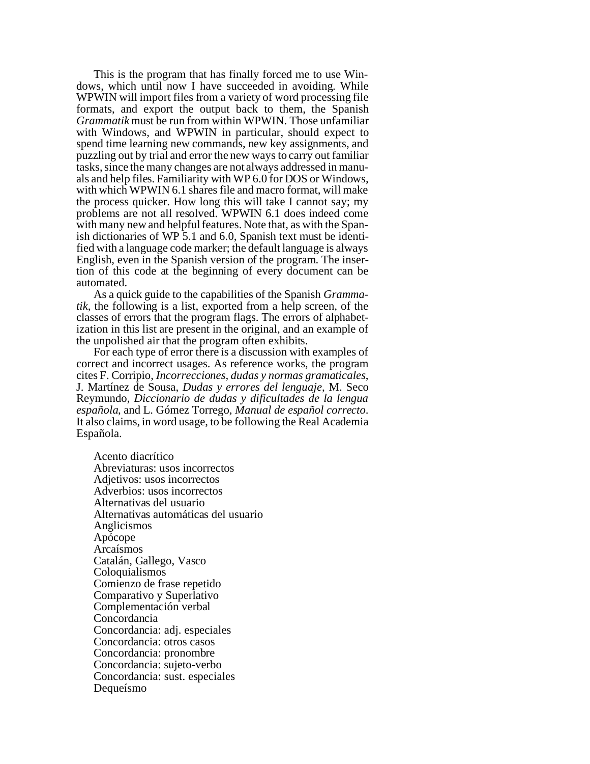This is the program that has finally forced me to use Windows, which until now I have succeeded in avoiding. While WPWIN will import files from a variety of word processing file formats, and export the output back to them, the Spanish *Grammatik* must be run from within WPWIN. Those unfamiliar with Windows, and WPWIN in particular, should expect to spend time learning new commands, new key assignments, and puzzling out by trial and error the new ways to carry out familiar tasks, since the many changes are not always addressed in manuals and help files. Familiarity with WP 6.0 for DOS or Windows, with which WPWIN 6.1 shares file and macro format, will make the process quicker. How long this will take I cannot say; my problems are not all resolved. WPWIN 6.1 does indeed come with many new and helpful features. Note that, as with the Spanish dictionaries of WP 5.1 and 6.0, Spanish text must be identified with a language code marker; the default language is always English, even in the Spanish version of the program. The insertion of this code at the beginning of every document can be automated.

As a quick guide to the capabilities of the Spanish *Grammatik*, the following is a list, exported from a help screen, of the classes of errors that the program flags. The errors of alphabetization in this list are present in the original, and an example of the unpolished air that the program often exhibits.

For each type of error there is a discussion with examples of correct and incorrect usages. As reference works, the program cites F. Corripio, *Incorrecciones, dudas y normas gramaticales*, J. Martínez de Sousa, *Dudas y errores del lenguaje*, M. Seco Reymundo, *Diccionario de dudas y dificultades de la lengua española*, and L. Gómez Torrego, *Manual de español correcto*. It also claims, in word usage, to be following the Real Academia Española.

Acento diacrítico
Abreviaturas: usos incorrectos
Adjetivos: usos incorrectos
Adverbios: usos incorrectos
Alternativas del usuario
Alternativas automáticas del usuario
Anglicismos
Apócope
Arcaísmos
Catalán, Gallego, Vasco
Coloquialismos
Comienzo de frase repetido
Comparativo y Superlativo
Complementación verbal
Concordancia
Concordancia: adj. especiales
Concordancia: otros casos
Concordancia: pronombre
Concordancia: sujeto-verbo
Concordancia: sust. especiales
Dequeísmo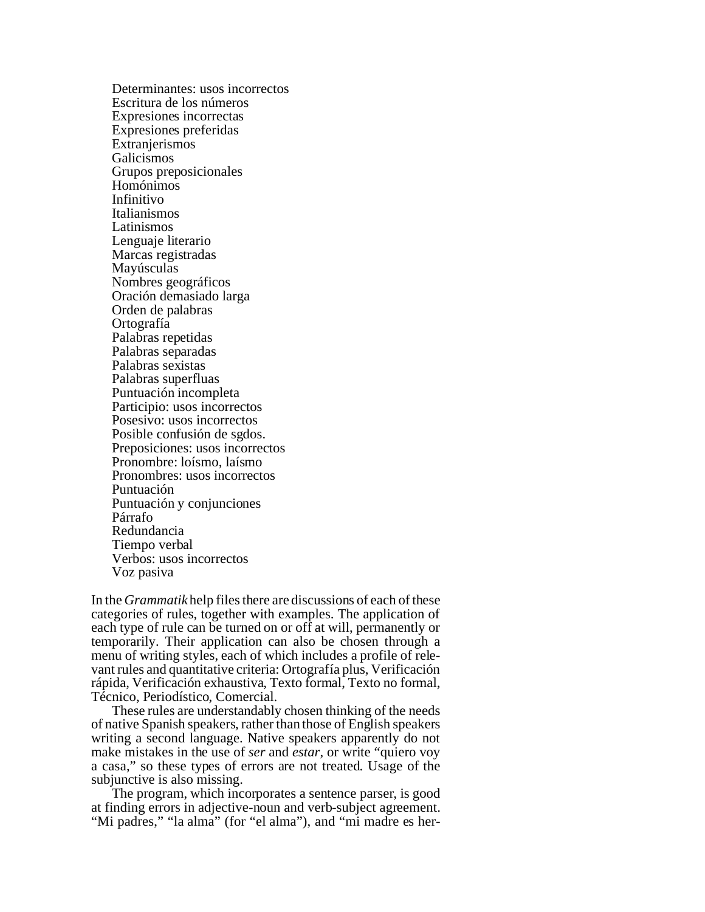Determinantes: usos incorrectos
Escritura de los números
Expresiones incorrectas
Expresiones preferidas
Extranjerismos
Galicismos
Grupos preposicionales
Homónimos
Infinitivo
Italianismos
Latinismos
Lenguaje literario
Marcas registradas
Mayúsculas
Nombres geográficos
Oración demasiado larga
Orden de palabras
Ortografía
Palabras repetidas
Palabras separadas
Palabras sexistas
Palabras superfluas
Puntuación incompleta
Participio: usos incorrectos
Posesivo: usos incorrectos
Posible confusión de sgdos.
Preposiciones: usos incorrectos
Pronombre: loísmo, laísmo
Pronombres: usos incorrectos
Puntuación
Puntuación y conjunciones
Párrafo
Redundancia
Tiempo verbal
Verbos: usos incorrectos
Voz pasiva

In the *Grammatik* help files there are discussions of each of these categories of rules, together with examples. The application of each type of rule can be turned on or off at will, permanently or temporarily. Their application can also be chosen through a menu of writing styles, each of which includes a profile of relevant rules and quantitative criteria: Ortografía plus, Verificación rápida, Verificación exhaustiva, Texto formal, Texto no formal, Técnico, Periodístico, Comercial.

These rules are understandably chosen thinking of the needs of native Spanish speakers, rather than those of English speakers writing a second language. Native speakers apparently do not make mistakes in the use of *ser* and *estar*, or write "quiero voy a casa," so these types of errors are not treated. Usage of the subjunctive is also missing.

The program, which incorporates a sentence parser, is good at finding errors in adjective-noun and verb-subject agreement. "Mi padres," "la alma" (for "el alma"), and "mi madre es her-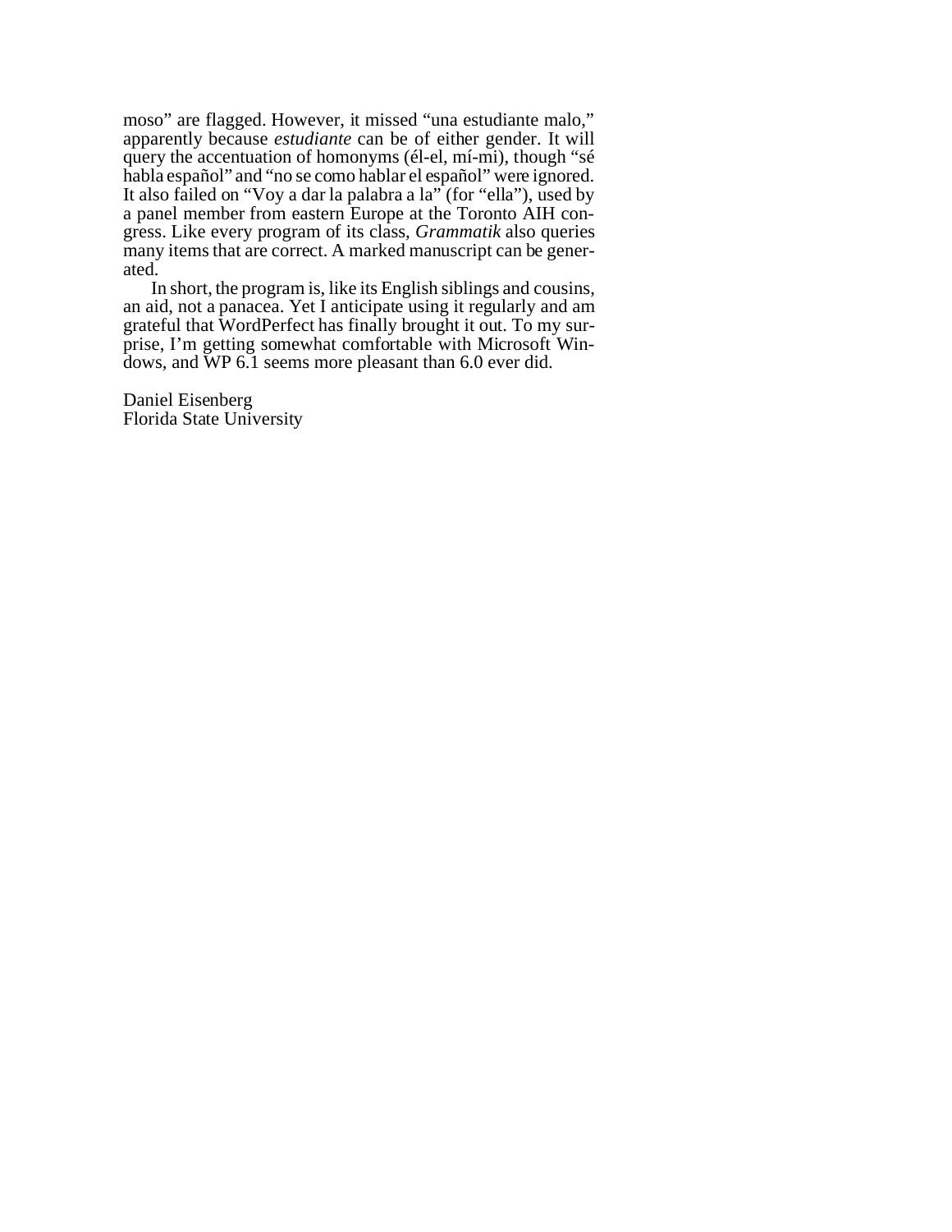moso" are flagged. However, it missed "una estudiante malo," apparently because *estudiante* can be of either gender. It will query the accentuation of homonyms (él-el, mí-mi), though "sé habla español" and "no se como hablar el español" were ignored. It also failed on "Voy a dar la palabra a la" (for "ella"), used by a panel member from eastern Europe at the Toronto AIH congress. Like every program of its class, *Grammatik* also queries many items that are correct. A marked manuscript can be generated.

In short, the program is, like its English siblings and cousins, an aid, not a panacea. Yet I anticipate using it regularly and am grateful that WordPerfect has finally brought it out. To my surprise, I'm getting somewhat comfortable with Microsoft Windows, and WP 6.1 seems more pleasant than 6.0 ever did.

Daniel Eisenberg
Florida State University